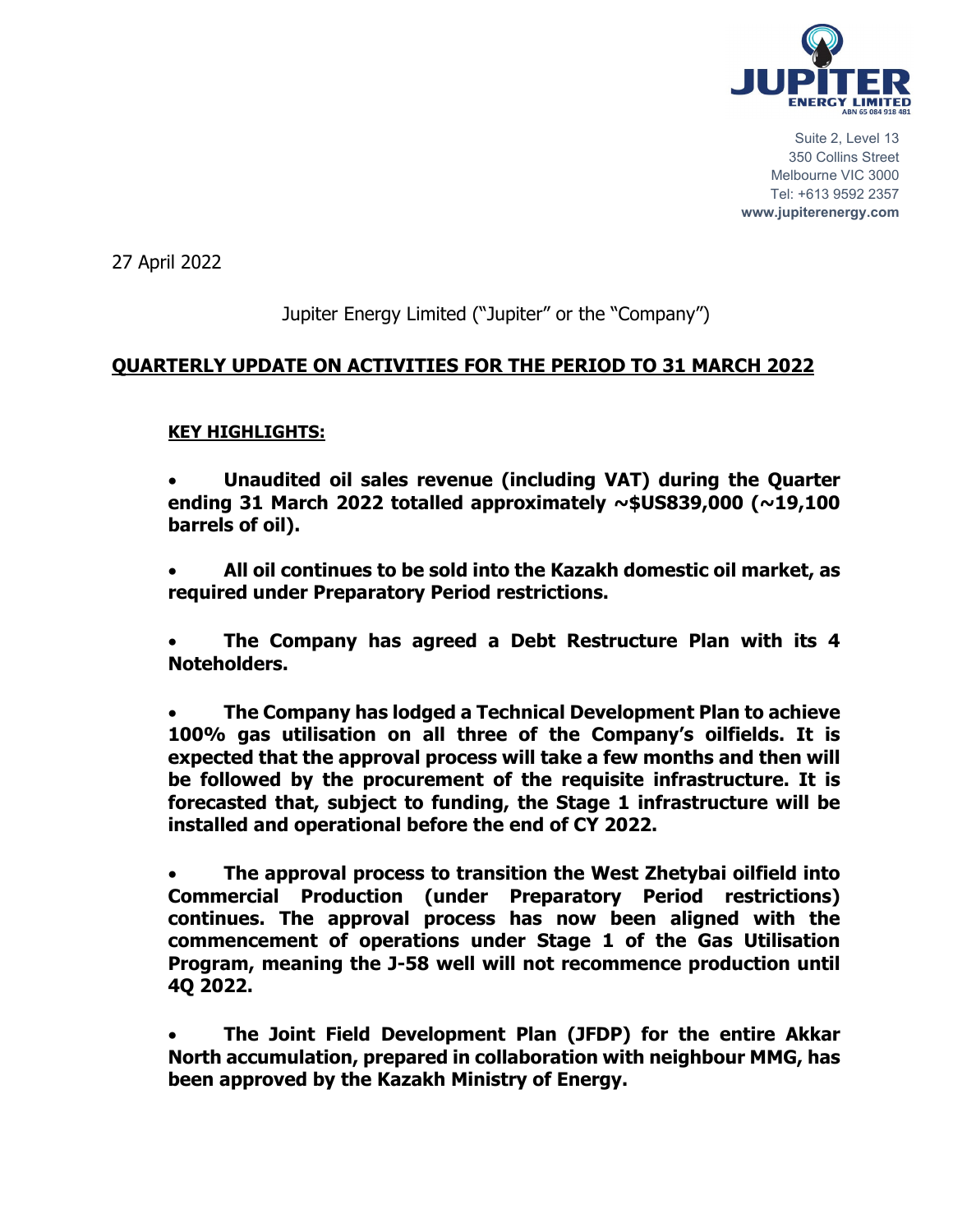JUPITER ENERGY LIMITED
ABN 65 084 918 481

Suite 2, Level 13
350 Collins Street
Melbourne VIC 3000
Tel: +613 9592 2357
**www.jupiterenergy.com**

27 April 2022

Jupiter Energy Limited ("Jupiter" or the "Company")

## QUARTERLY UPDATE ON ACTIVITIES FOR THE PERIOD TO 31 MARCH 2022

**KEY HIGHLIGHTS:**

- **Unaudited oil sales revenue (including VAT) during the Quarter ending 31 March 2022 totalled approximately ~$US839,000 (~19,100 barrels of oil).**

- **All oil continues to be sold into the Kazakh domestic oil market, as required under Preparatory Period restrictions.**

- **The Company has agreed a Debt Restructure Plan with its 4 Noteholders.**

- **The Company has lodged a Technical Development Plan to achieve 100% gas utilisation on all three of the Company's oilfields. It is expected that the approval process will take a few months and then will be followed by the procurement of the requisite infrastructure. It is forecasted that, subject to funding, the Stage 1 infrastructure will be installed and operational before the end of CY 2022.**

- **The approval process to transition the West Zhetybai oilfield into Commercial Production (under Preparatory Period restrictions) continues. The approval process has now been aligned with the commencement of operations under Stage 1 of the Gas Utilisation Program, meaning the J-58 well will not recommence production until 4Q 2022.**

- **The Joint Field Development Plan (JFDP) for the entire Akkar North accumulation, prepared in collaboration with neighbour MMG, has been approved by the Kazakh Ministry of Energy.**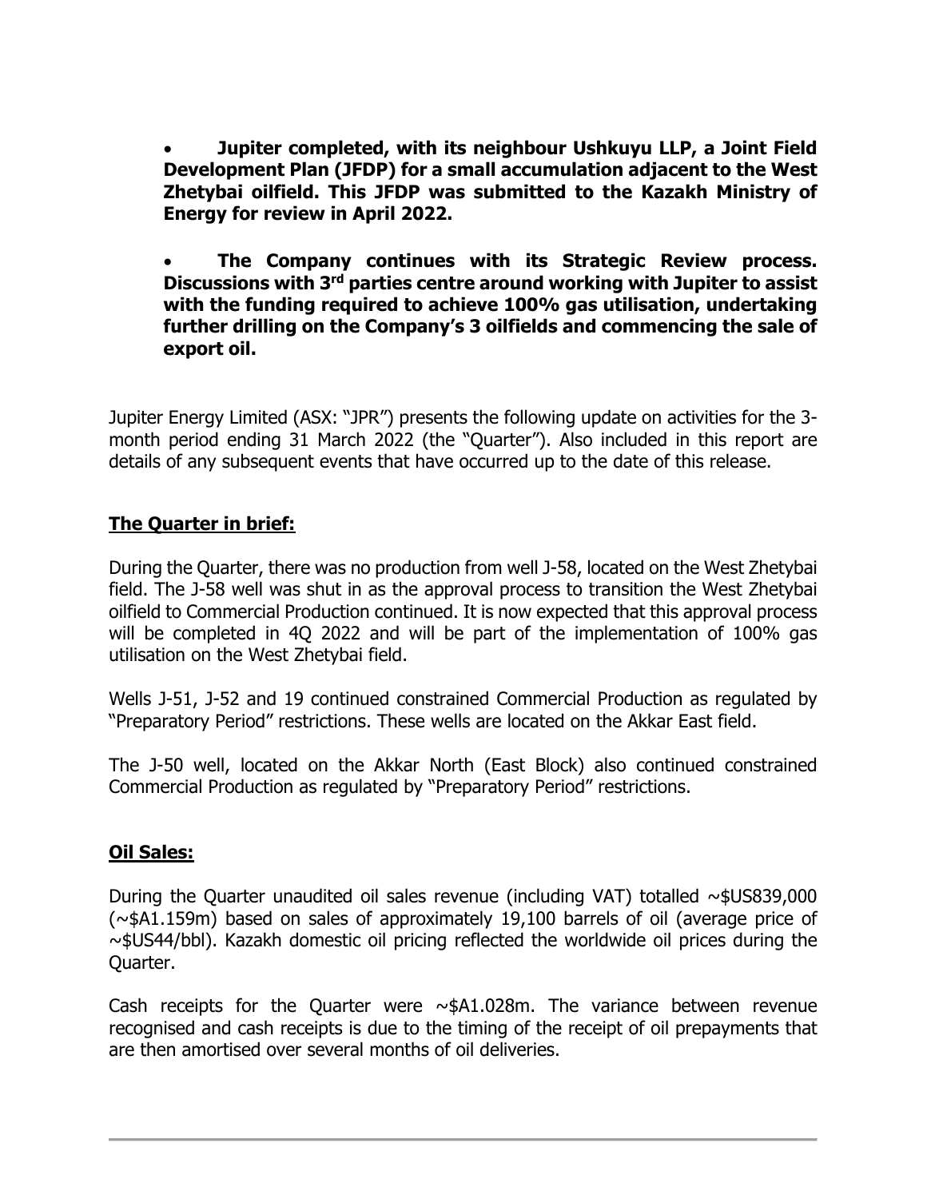- **Jupiter completed, with its neighbour Ushkuyu LLP, a Joint Field Development Plan (JFDP) for a small accumulation adjacent to the West Zhetybai oilfield. This JFDP was submitted to the Kazakh Ministry of Energy for review in April 2022.**

- **The Company continues with its Strategic Review process. Discussions with 3rd parties centre around working with Jupiter to assist with the funding required to achieve 100% gas utilisation, undertaking further drilling on the Company's 3 oilfields and commencing the sale of export oil.**

Jupiter Energy Limited (ASX: "JPR") presents the following update on activities for the 3-month period ending 31 March 2022 (the "Quarter"). Also included in this report are details of any subsequent events that have occurred up to the date of this release.

## The Quarter in brief:

During the Quarter, there was no production from well J-58, located on the West Zhetybai field. The J-58 well was shut in as the approval process to transition the West Zhetybai oilfield to Commercial Production continued. It is now expected that this approval process will be completed in 4Q 2022 and will be part of the implementation of 100% gas utilisation on the West Zhetybai field.

Wells J-51, J-52 and 19 continued constrained Commercial Production as regulated by "Preparatory Period" restrictions. These wells are located on the Akkar East field.

The J-50 well, located on the Akkar North (East Block) also continued constrained Commercial Production as regulated by "Preparatory Period" restrictions.

## Oil Sales:

During the Quarter unaudited oil sales revenue (including VAT) totalled ~$US839,000 (~$A1.159m) based on sales of approximately 19,100 barrels of oil (average price of ~$US44/bbl). Kazakh domestic oil pricing reflected the worldwide oil prices during the Quarter.

Cash receipts for the Quarter were ~$A1.028m. The variance between revenue recognised and cash receipts is due to the timing of the receipt of oil prepayments that are then amortised over several months of oil deliveries.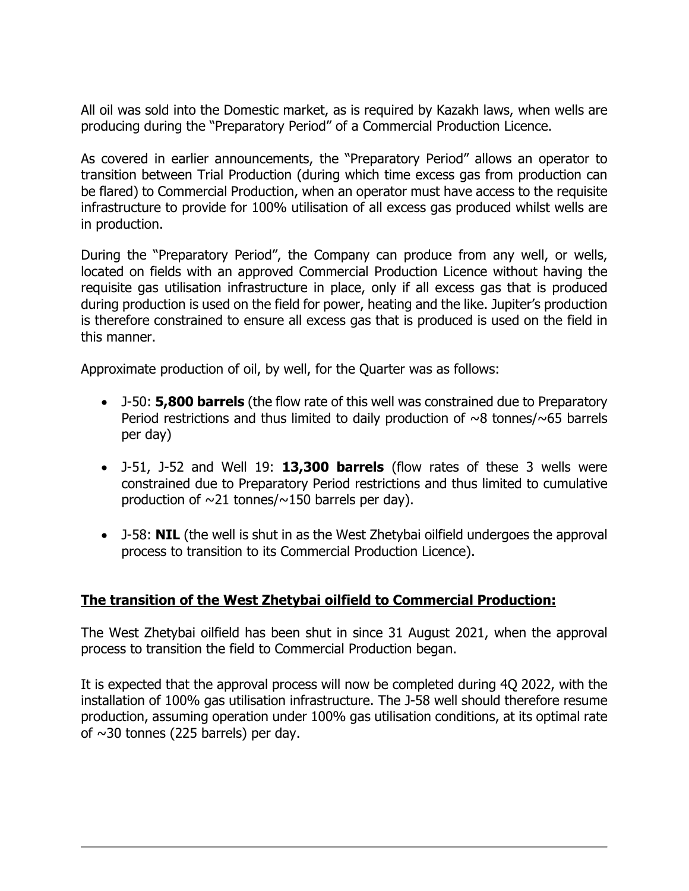All oil was sold into the Domestic market, as is required by Kazakh laws, when wells are producing during the "Preparatory Period" of a Commercial Production Licence.

As covered in earlier announcements, the "Preparatory Period" allows an operator to transition between Trial Production (during which time excess gas from production can be flared) to Commercial Production, when an operator must have access to the requisite infrastructure to provide for 100% utilisation of all excess gas produced whilst wells are in production.

During the "Preparatory Period", the Company can produce from any well, or wells, located on fields with an approved Commercial Production Licence without having the requisite gas utilisation infrastructure in place, only if all excess gas that is produced during production is used on the field for power, heating and the like. Jupiter's production is therefore constrained to ensure all excess gas that is produced is used on the field in this manner.

Approximate production of oil, by well, for the Quarter was as follows:

- J-50: **5,800 barrels** (the flow rate of this well was constrained due to Preparatory Period restrictions and thus limited to daily production of ~8 tonnes/~65 barrels per day)
- J-51, J-52 and Well 19: **13,300 barrels** (flow rates of these 3 wells were constrained due to Preparatory Period restrictions and thus limited to cumulative production of ~21 tonnes/~150 barrels per day).
- J-58: **NIL** (the well is shut in as the West Zhetybai oilfield undergoes the approval process to transition to its Commercial Production Licence).

**<u>The transition of the West Zhetybai oilfield to Commercial Production:</u>**

The West Zhetybai oilfield has been shut in since 31 August 2021, when the approval process to transition the field to Commercial Production began.

It is expected that the approval process will now be completed during 4Q 2022, with the installation of 100% gas utilisation infrastructure. The J-58 well should therefore resume production, assuming operation under 100% gas utilisation conditions, at its optimal rate of ~30 tonnes (225 barrels) per day.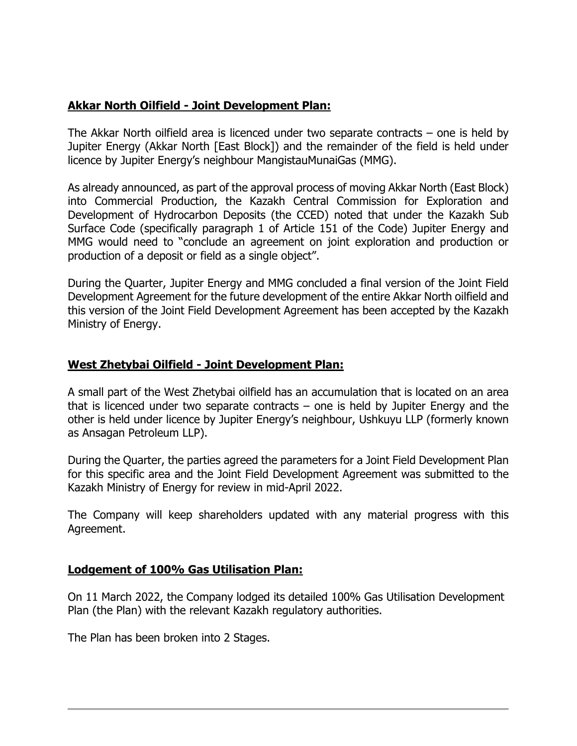**Akkar North Oilfield - Joint Development Plan:**

The Akkar North oilfield area is licenced under two separate contracts – one is held by Jupiter Energy (Akkar North [East Block]) and the remainder of the field is held under licence by Jupiter Energy's neighbour MangistauMunaiGas (MMG).

As already announced, as part of the approval process of moving Akkar North (East Block) into Commercial Production, the Kazakh Central Commission for Exploration and Development of Hydrocarbon Deposits (the CCED) noted that under the Kazakh Sub Surface Code (specifically paragraph 1 of Article 151 of the Code) Jupiter Energy and MMG would need to "conclude an agreement on joint exploration and production or production of a deposit or field as a single object".

During the Quarter, Jupiter Energy and MMG concluded a final version of the Joint Field Development Agreement for the future development of the entire Akkar North oilfield and this version of the Joint Field Development Agreement has been accepted by the Kazakh Ministry of Energy.

**West Zhetybai Oilfield - Joint Development Plan:**

A small part of the West Zhetybai oilfield has an accumulation that is located on an area that is licenced under two separate contracts – one is held by Jupiter Energy and the other is held under licence by Jupiter Energy's neighbour, Ushkuyu LLP (formerly known as Ansagan Petroleum LLP).

During the Quarter, the parties agreed the parameters for a Joint Field Development Plan for this specific area and the Joint Field Development Agreement was submitted to the Kazakh Ministry of Energy for review in mid-April 2022.

The Company will keep shareholders updated with any material progress with this Agreement.

**Lodgement of 100% Gas Utilisation Plan:**

On 11 March 2022, the Company lodged its detailed 100% Gas Utilisation Development Plan (the Plan) with the relevant Kazakh regulatory authorities.

The Plan has been broken into 2 Stages.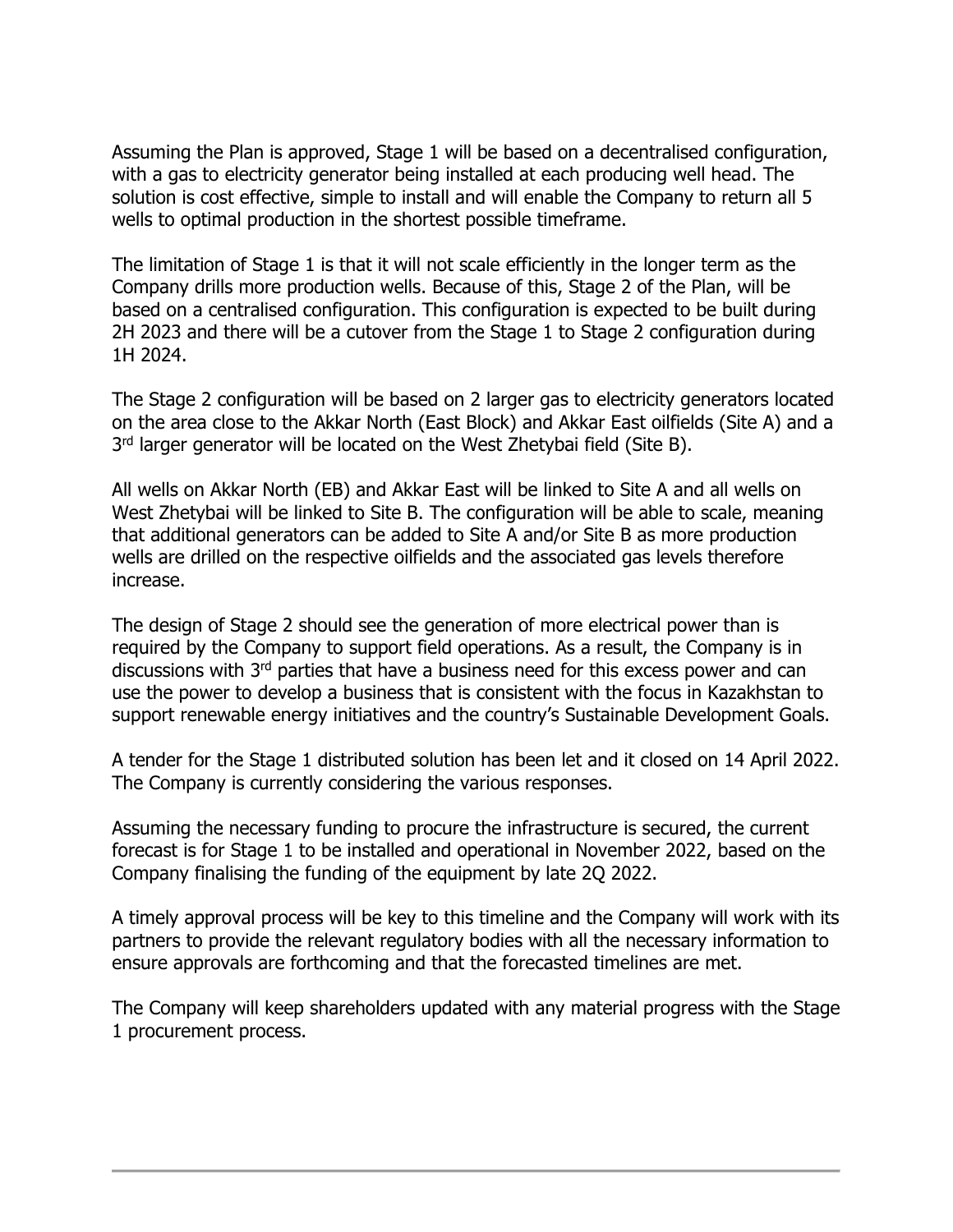Assuming the Plan is approved, Stage 1 will be based on a decentralised configuration, with a gas to electricity generator being installed at each producing well head. The solution is cost effective, simple to install and will enable the Company to return all 5 wells to optimal production in the shortest possible timeframe.

The limitation of Stage 1 is that it will not scale efficiently in the longer term as the Company drills more production wells. Because of this, Stage 2 of the Plan, will be based on a centralised configuration. This configuration is expected to be built during 2H 2023 and there will be a cutover from the Stage 1 to Stage 2 configuration during 1H 2024.

The Stage 2 configuration will be based on 2 larger gas to electricity generators located on the area close to the Akkar North (East Block) and Akkar East oilfields (Site A) and a 3rd larger generator will be located on the West Zhetybai field (Site B).

All wells on Akkar North (EB) and Akkar East will be linked to Site A and all wells on West Zhetybai will be linked to Site B. The configuration will be able to scale, meaning that additional generators can be added to Site A and/or Site B as more production wells are drilled on the respective oilfields and the associated gas levels therefore increase.

The design of Stage 2 should see the generation of more electrical power than is required by the Company to support field operations. As a result, the Company is in discussions with 3rd parties that have a business need for this excess power and can use the power to develop a business that is consistent with the focus in Kazakhstan to support renewable energy initiatives and the country's Sustainable Development Goals.

A tender for the Stage 1 distributed solution has been let and it closed on 14 April 2022. The Company is currently considering the various responses.

Assuming the necessary funding to procure the infrastructure is secured, the current forecast is for Stage 1 to be installed and operational in November 2022, based on the Company finalising the funding of the equipment by late 2Q 2022.

A timely approval process will be key to this timeline and the Company will work with its partners to provide the relevant regulatory bodies with all the necessary information to ensure approvals are forthcoming and that the forecasted timelines are met.

The Company will keep shareholders updated with any material progress with the Stage 1 procurement process.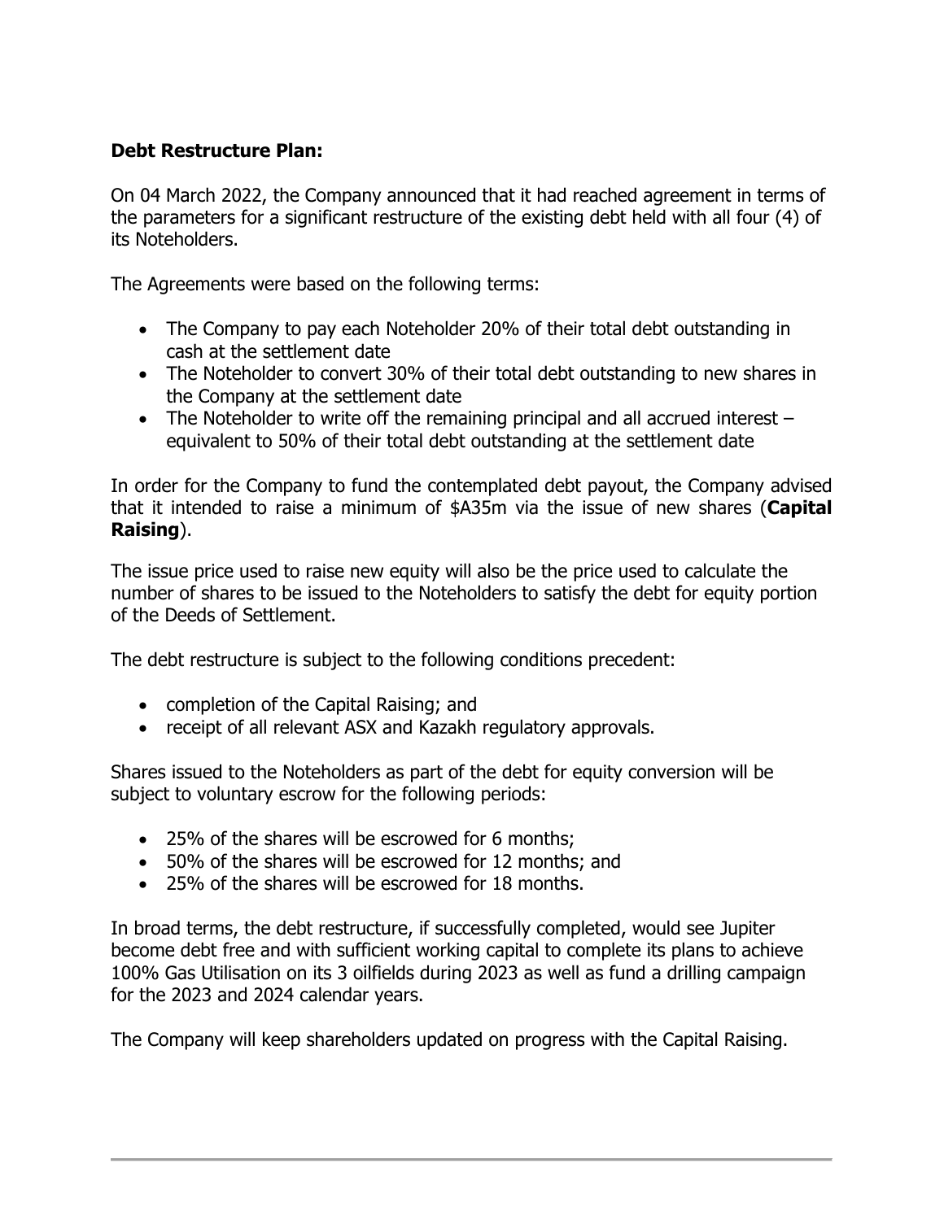**Debt Restructure Plan:**

On 04 March 2022, the Company announced that it had reached agreement in terms of the parameters for a significant restructure of the existing debt held with all four (4) of its Noteholders.

The Agreements were based on the following terms:

- The Company to pay each Noteholder 20% of their total debt outstanding in cash at the settlement date
- The Noteholder to convert 30% of their total debt outstanding to new shares in the Company at the settlement date
- The Noteholder to write off the remaining principal and all accrued interest – equivalent to 50% of their total debt outstanding at the settlement date

In order for the Company to fund the contemplated debt payout, the Company advised that it intended to raise a minimum of $A35m via the issue of new shares (**Capital Raising**).

The issue price used to raise new equity will also be the price used to calculate the number of shares to be issued to the Noteholders to satisfy the debt for equity portion of the Deeds of Settlement.

The debt restructure is subject to the following conditions precedent:

- completion of the Capital Raising; and
- receipt of all relevant ASX and Kazakh regulatory approvals.

Shares issued to the Noteholders as part of the debt for equity conversion will be subject to voluntary escrow for the following periods:

- 25% of the shares will be escrowed for 6 months;
- 50% of the shares will be escrowed for 12 months; and
- 25% of the shares will be escrowed for 18 months.

In broad terms, the debt restructure, if successfully completed, would see Jupiter become debt free and with sufficient working capital to complete its plans to achieve 100% Gas Utilisation on its 3 oilfields during 2023 as well as fund a drilling campaign for the 2023 and 2024 calendar years.

The Company will keep shareholders updated on progress with the Capital Raising.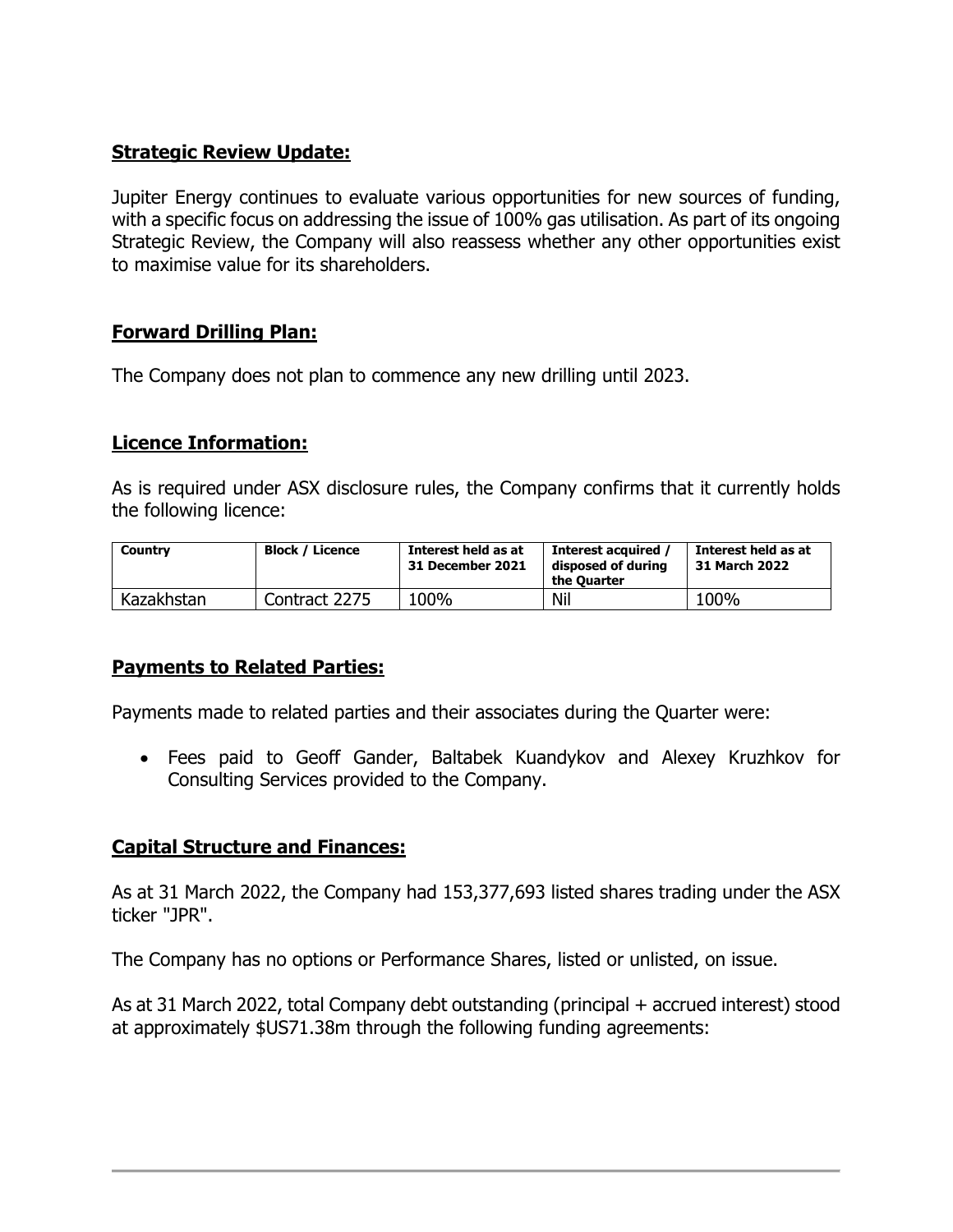## Strategic Review Update:

Jupiter Energy continues to evaluate various opportunities for new sources of funding, with a specific focus on addressing the issue of 100% gas utilisation. As part of its ongoing Strategic Review, the Company will also reassess whether any other opportunities exist to maximise value for its shareholders.

## Forward Drilling Plan:

The Company does not plan to commence any new drilling until 2023.

## Licence Information:

As is required under ASX disclosure rules, the Company confirms that it currently holds the following licence:

| Country | Block / Licence | Interest held as at 31 December 2021 | Interest acquired / disposed of during the Quarter | Interest held as at 31 March 2022 |
|---|---|---|---|---|
| Kazakhstan | Contract 2275 | 100% | Nil | 100% |

## Payments to Related Parties:

Payments made to related parties and their associates during the Quarter were:

- Fees paid to Geoff Gander, Baltabek Kuandykov and Alexey Kruzhkov for Consulting Services provided to the Company.

## Capital Structure and Finances:

As at 31 March 2022, the Company had 153,377,693 listed shares trading under the ASX ticker "JPR".

The Company has no options or Performance Shares, listed or unlisted, on issue.

As at 31 March 2022, total Company debt outstanding (principal + accrued interest) stood at approximately $US71.38m through the following funding agreements: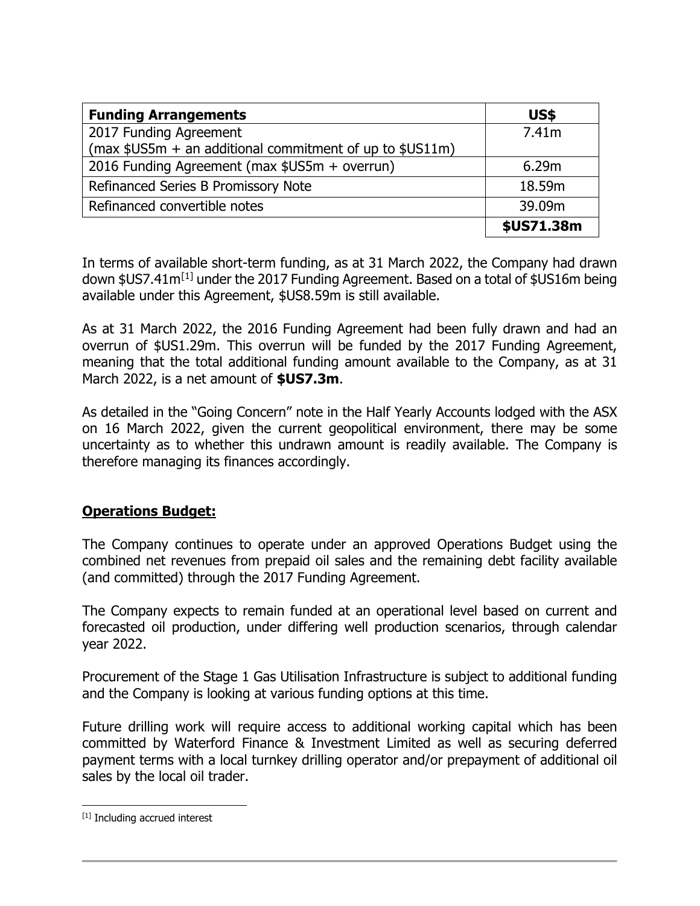| Funding Arrangements | US$ |
| --- | --- |
| 2017 Funding Agreement<br>(max $US5m + an additional commitment of up to $US11m) | 7.41m |
| 2016 Funding Agreement (max $US5m + overrun) | 6.29m |
| Refinanced Series B Promissory Note | 18.59m |
| Refinanced convertible notes | 39.09m |
| | **$US71.38m** |

In terms of available short-term funding, as at 31 March 2022, the Company had drawn down $US7.41m[1] under the 2017 Funding Agreement. Based on a total of $US16m being available under this Agreement, $US8.59m is still available.

As at 31 March 2022, the 2016 Funding Agreement had been fully drawn and had an overrun of $US1.29m. This overrun will be funded by the 2017 Funding Agreement, meaning that the total additional funding amount available to the Company, as at 31 March 2022, is a net amount of **$US7.3m**.

As detailed in the "Going Concern" note in the Half Yearly Accounts lodged with the ASX on 16 March 2022, given the current geopolitical environment, there may be some uncertainty as to whether this undrawn amount is readily available. The Company is therefore managing its finances accordingly.

## **Operations Budget:**

The Company continues to operate under an approved Operations Budget using the combined net revenues from prepaid oil sales and the remaining debt facility available (and committed) through the 2017 Funding Agreement.

The Company expects to remain funded at an operational level based on current and forecasted oil production, under differing well production scenarios, through calendar year 2022.

Procurement of the Stage 1 Gas Utilisation Infrastructure is subject to additional funding and the Company is looking at various funding options at this time.

Future drilling work will require access to additional working capital which has been committed by Waterford Finance & Investment Limited as well as securing deferred payment terms with a local turnkey drilling operator and/or prepayment of additional oil sales by the local oil trader.

[1] Including accrued interest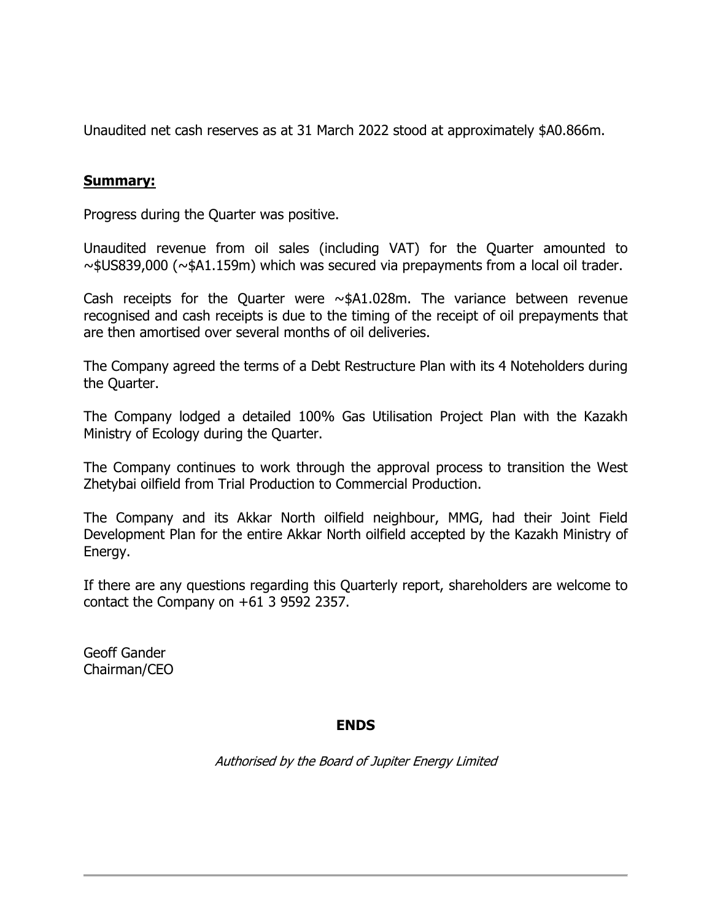Unaudited net cash reserves as at 31 March 2022 stood at approximately $A0.866m.

## **Summary:**

Progress during the Quarter was positive.

Unaudited revenue from oil sales (including VAT) for the Quarter amounted to ~$US839,000 (~$A1.159m) which was secured via prepayments from a local oil trader.

Cash receipts for the Quarter were ~$A1.028m. The variance between revenue recognised and cash receipts is due to the timing of the receipt of oil prepayments that are then amortised over several months of oil deliveries.

The Company agreed the terms of a Debt Restructure Plan with its 4 Noteholders during the Quarter.

The Company lodged a detailed 100% Gas Utilisation Project Plan with the Kazakh Ministry of Ecology during the Quarter.

The Company continues to work through the approval process to transition the West Zhetybai oilfield from Trial Production to Commercial Production.

The Company and its Akkar North oilfield neighbour, MMG, had their Joint Field Development Plan for the entire Akkar North oilfield accepted by the Kazakh Ministry of Energy.

If there are any questions regarding this Quarterly report, shareholders are welcome to contact the Company on +61 3 9592 2357.

Geoff Gander
Chairman/CEO

**ENDS**

*Authorised by the Board of Jupiter Energy Limited*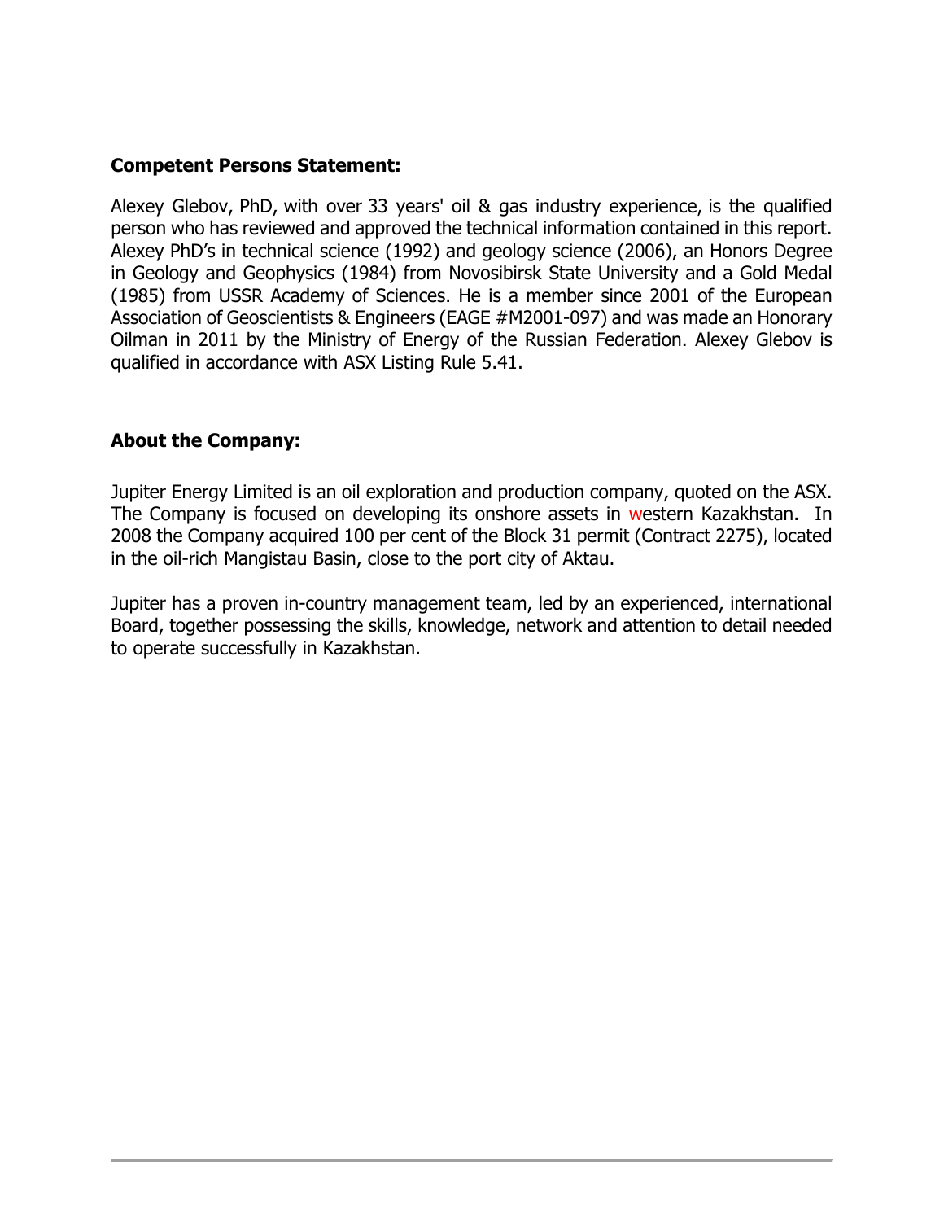**Competent Persons Statement:**

Alexey Glebov, PhD, with over 33 years' oil & gas industry experience, is the qualified person who has reviewed and approved the technical information contained in this report. Alexey PhD's in technical science (1992) and geology science (2006), an Honors Degree in Geology and Geophysics (1984) from Novosibirsk State University and a Gold Medal (1985) from USSR Academy of Sciences. He is a member since 2001 of the European Association of Geoscientists & Engineers (EAGE #M2001-097) and was made an Honorary Oilman in 2011 by the Ministry of Energy of the Russian Federation. Alexey Glebov is qualified in accordance with ASX Listing Rule 5.41.

**About the Company:**

Jupiter Energy Limited is an oil exploration and production company, quoted on the ASX. The Company is focused on developing its onshore assets in western Kazakhstan. In 2008 the Company acquired 100 per cent of the Block 31 permit (Contract 2275), located in the oil-rich Mangistau Basin, close to the port city of Aktau.

Jupiter has a proven in-country management team, led by an experienced, international Board, together possessing the skills, knowledge, network and attention to detail needed to operate successfully in Kazakhstan.